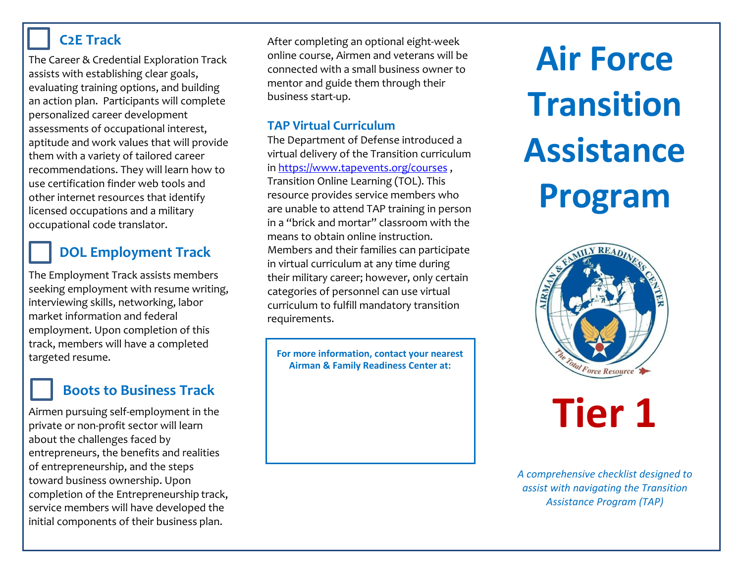## C2E Track

The Career & Credential Exploration Track assists with establishing clear goals, evaluating training options, and building an action plan. Participants will complete personalized career development assessments of occupational interest, aptitude and work values that will provide them with a variety of tailored career recommendations. They will learn how to use certification finder web tools and other internet resources that identify licensed occupations and a military occupational code translator.

## DOL Employment Track

The Employment Track assists members seeking employment with resume writing, interviewing skills, networking, labor market information and federal employment. Upon completion of this track, members will have a completed targeted resume.

## Boots to Business Track

Airmen pursuing self-employment in the private or non-profit sector will learn about the challenges faced by entrepreneurs, the benefits and realities of entrepreneurship, and the steps toward business ownership. Upon completion of the Entrepreneurship track, service members will have developed the initial components of their business plan.

After completing an optional eight-week online course, Airmen and veterans will be connected with a small business owner to mentor and guide them through their business start-up.

## TAP Virtual Curriculum

The Department of Defense introduced a virtual delivery of the Transition curriculum in https://www.tapevents.org/courses , Transition Online Learning (TOL). This resource provides service members who are unable to attend TAP training in person in a "brick and mortar" classroom with the means to obtain online instruction. Members and their families can participate in virtual curriculum at any time during their military career; however, only certain categories of personnel can use virtual curriculum to fulfill mandatory transition requirements.

**For more information, contact your nearest Airman & Family Readiness Center at:**

# Air Force Transition Assistance Program

AIRMAN & FAMILY READINESS CENTER

The Total Force Resource

# Tier 1

*A comprehensive checklist designed to assist with navigating the Transition Assistance Program (TAP)*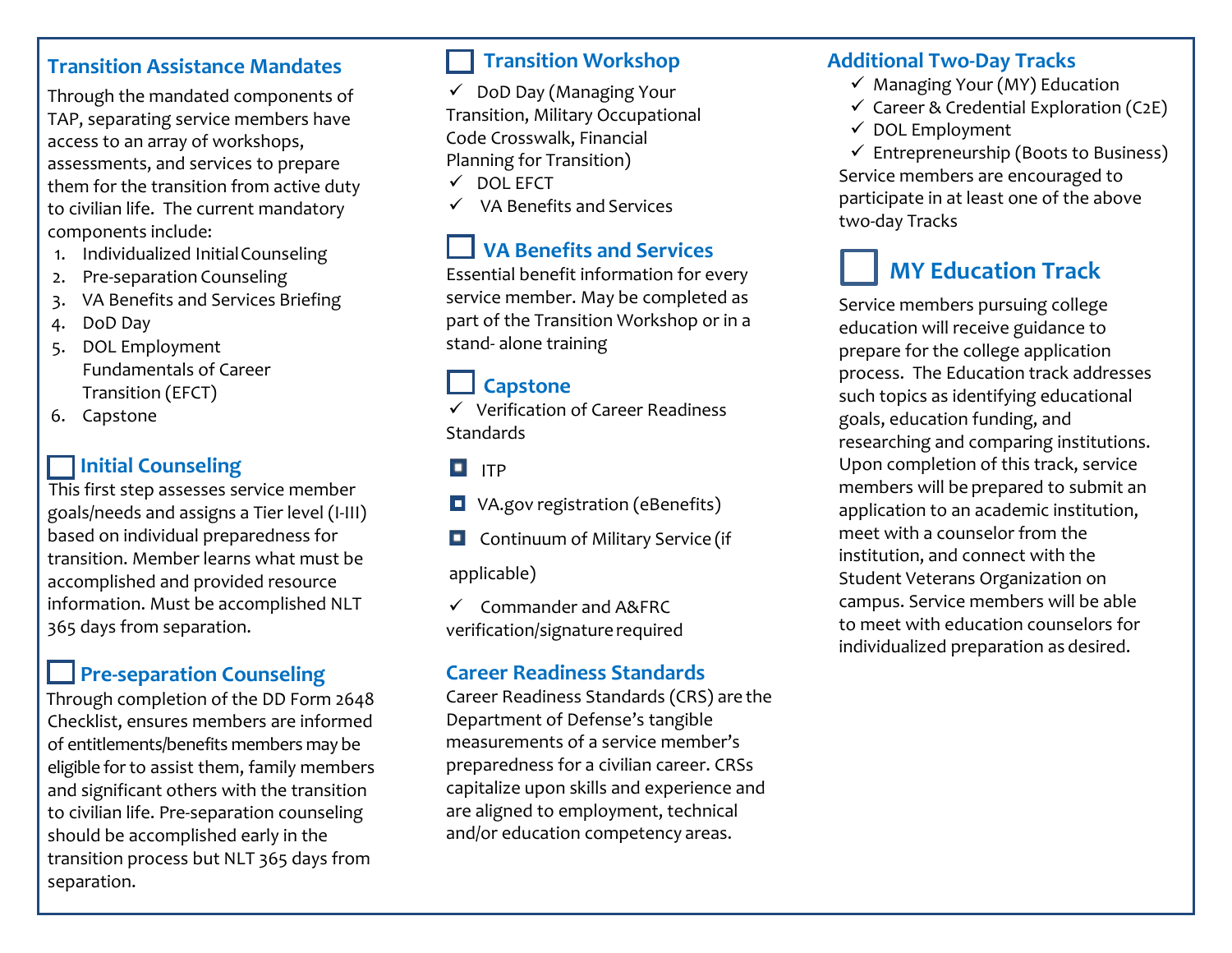## Transition Assistance Mandates

Through the mandated components of TAP, separating service members have access to an array of workshops, assessments, and services to prepare them for the transition from active duty to civilian life. The current mandatory components include:

1. Individualized Initial Counseling
2. Pre-separation Counseling
3. VA Benefits and Services Briefing
4. DoD Day
5. DOL Employment Fundamentals of Career Transition (EFCT)
6. Capstone

## ☐ Initial Counseling

This first step assesses service member goals/needs and assigns a Tier level (I-III) based on individual preparedness for transition. Member learns what must be accomplished and provided resource information. Must be accomplished NLT 365 days from separation.

## ☐ Pre-separation Counseling

Through completion of the DD Form 2648 Checklist, ensures members are informed of entitlements/benefits members may be eligible for to assist them, family members and significant others with the transition to civilian life. Pre-separation counseling should be accomplished early in the transition process but NLT 365 days from separation.

## ☐ Transition Workshop

- ✓ DoD Day (Managing Your Transition, Military Occupational Code Crosswalk, Financial Planning for Transition)
- ✓ DOL EFCT
- ✓ VA Benefits and Services

## ☐ VA Benefits and Services

Essential benefit information for every service member. May be completed as part of the Transition Workshop or in a stand- alone training

## ☐ Capstone

- ✓ Verification of Career Readiness Standards
  - ▪ ITP
  - ▪ VA.gov registration (eBenefits)
  - ▪ Continuum of Military Service (if applicable)
- ✓ Commander and A&FRC verification/signature required

## Career Readiness Standards

Career Readiness Standards (CRS) are the Department of Defense's tangible measurements of a service member's preparedness for a civilian career. CRSs capitalize upon skills and experience and are aligned to employment, technical and/or education competency areas.

## Additional Two-Day Tracks

- ✓ Managing Your (MY) Education
- ✓ Career & Credential Exploration (C2E)
- ✓ DOL Employment
- ✓ Entrepreneurship (Boots to Business)

Service members are encouraged to participate in at least one of the above two-day Tracks

## ☐ MY Education Track

Service members pursuing college education will receive guidance to prepare for the college application process. The Education track addresses such topics as identifying educational goals, education funding, and researching and comparing institutions. Upon completion of this track, service members will be prepared to submit an application to an academic institution, meet with a counselor from the institution, and connect with the Student Veterans Organization on campus. Service members will be able to meet with education counselors for individualized preparation as desired.